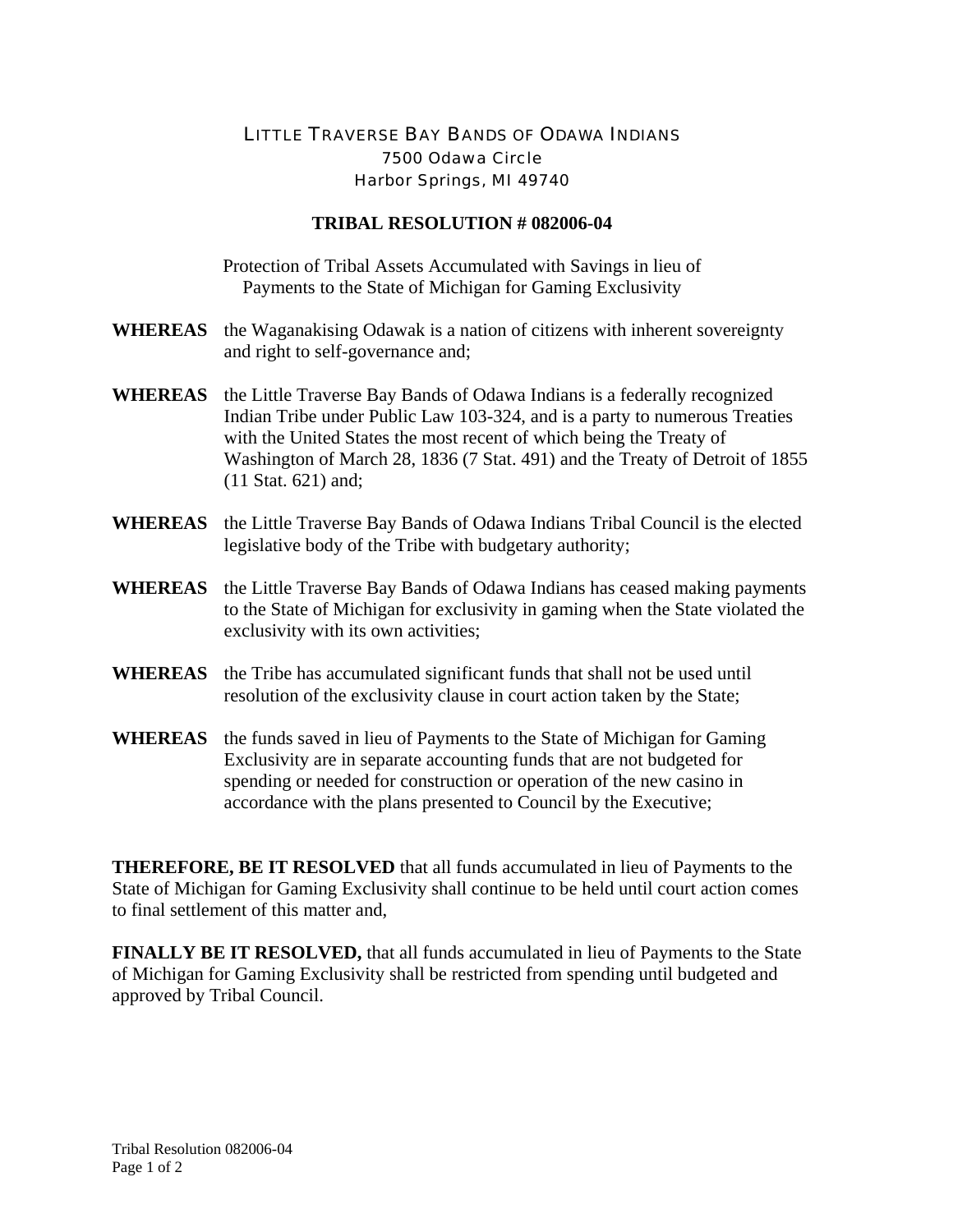LITTLE TRAVERSE BAY BANDS OF ODAWA INDIANS
7500 Odawa Circle
Harbor Springs, MI 49740

**TRIBAL RESOLUTION # 082006-04**

Protection of Tribal Assets Accumulated with Savings in lieu of Payments to the State of Michigan for Gaming Exclusivity

**WHEREAS** the Waganakising Odawak is a nation of citizens with inherent sovereignty and right to self-governance and;

**WHEREAS** the Little Traverse Bay Bands of Odawa Indians is a federally recognized Indian Tribe under Public Law 103-324, and is a party to numerous Treaties with the United States the most recent of which being the Treaty of Washington of March 28, 1836 (7 Stat. 491) and the Treaty of Detroit of 1855 (11 Stat. 621) and;

**WHEREAS** the Little Traverse Bay Bands of Odawa Indians Tribal Council is the elected legislative body of the Tribe with budgetary authority;

**WHEREAS** the Little Traverse Bay Bands of Odawa Indians has ceased making payments to the State of Michigan for exclusivity in gaming when the State violated the exclusivity with its own activities;

**WHEREAS** the Tribe has accumulated significant funds that shall not be used until resolution of the exclusivity clause in court action taken by the State;

**WHEREAS** the funds saved in lieu of Payments to the State of Michigan for Gaming Exclusivity are in separate accounting funds that are not budgeted for spending or needed for construction or operation of the new casino in accordance with the plans presented to Council by the Executive;

**THEREFORE, BE IT RESOLVED** that all funds accumulated in lieu of Payments to the State of Michigan for Gaming Exclusivity shall continue to be held until court action comes to final settlement of this matter and,

**FINALLY BE IT RESOLVED,** that all funds accumulated in lieu of Payments to the State of Michigan for Gaming Exclusivity shall be restricted from spending until budgeted and approved by Tribal Council.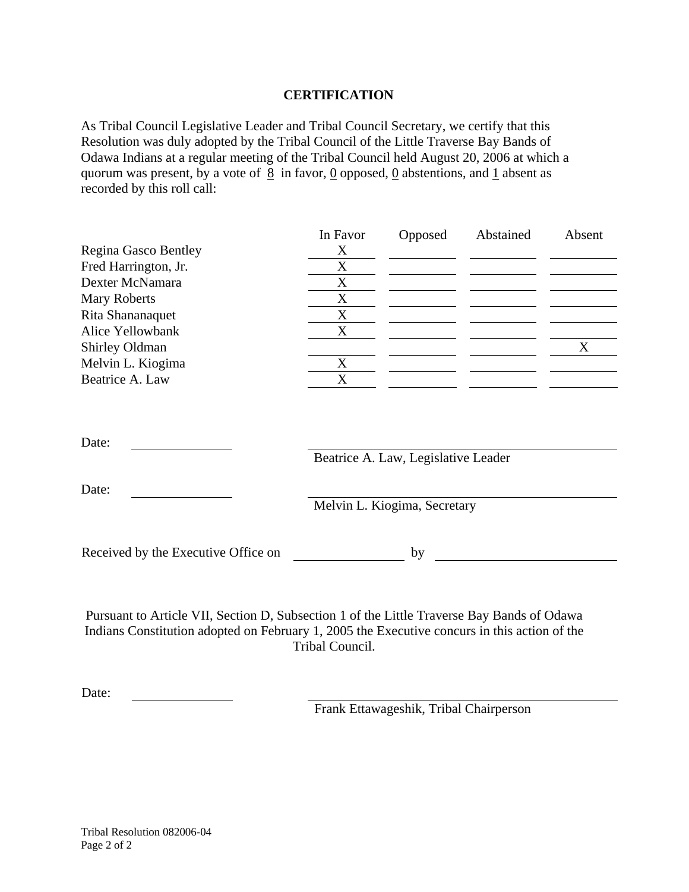**CERTIFICATION**

As Tribal Council Legislative Leader and Tribal Council Secretary, we certify that this Resolution was duly adopted by the Tribal Council of the Little Traverse Bay Bands of Odawa Indians at a regular meeting of the Tribal Council held August 20, 2006 at which a quorum was present, by a vote of 8 in favor, 0 opposed, 0 abstentions, and 1 absent as recorded by this roll call:

| | In Favor | Opposed | Abstained | Absent |
|---|---|---|---|---|
| Regina Gasco Bentley | X | | | |
| Fred Harrington, Jr. | X | | | |
| Dexter McNamara | X | | | |
| Mary Roberts | X | | | |
| Rita Shananaquet | X | | | |
| Alice Yellowbank | X | | | |
| Shirley Oldman | | | | X |
| Melvin L. Kiogima | X | | | |
| Beatrice A. Law | X | | | |

Date: ______________ ______________________________
Beatrice A. Law, Legislative Leader

Date: ______________ ______________________________
Melvin L. Kiogima, Secretary

Received by the Executive Office on ______________ by ______________________

Pursuant to Article VII, Section D, Subsection 1 of the Little Traverse Bay Bands of Odawa Indians Constitution adopted on February 1, 2005 the Executive concurs in this action of the Tribal Council.

Date: ______________ ______________________________
Frank Ettawageshik, Tribal Chairperson

Tribal Resolution 082006-04